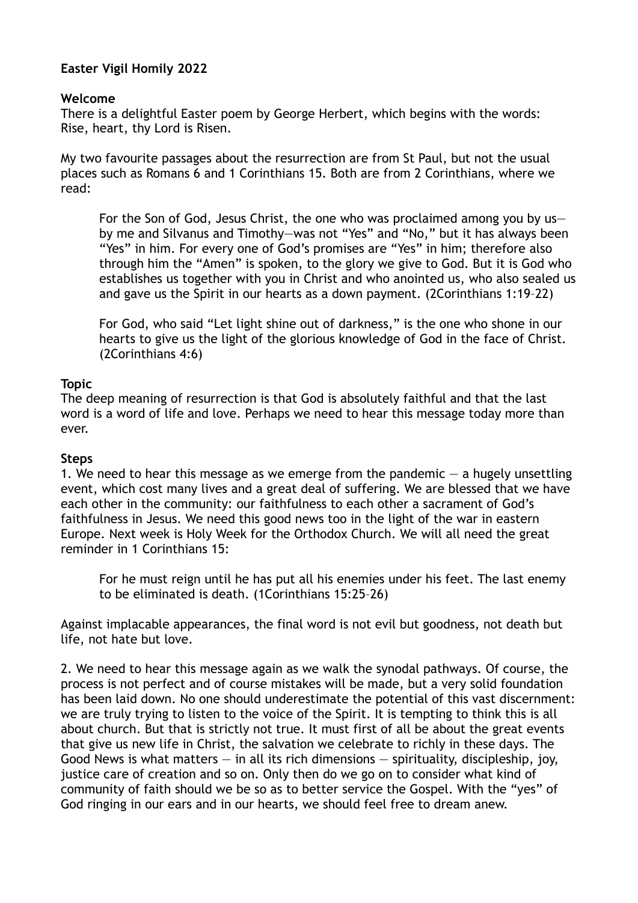**Easter Vigil Homily 2022**

**Welcome**

There is a delightful Easter poem by George Herbert, which begins with the words: Rise, heart, thy Lord is Risen.

My two favourite passages about the resurrection are from St Paul, but not the usual places such as Romans 6 and 1 Corinthians 15. Both are from 2 Corinthians, where we read:

> For the Son of God, Jesus Christ, the one who was proclaimed among you by us—by me and Silvanus and Timothy—was not "Yes" and "No," but it has always been "Yes" in him. For every one of God's promises are "Yes" in him; therefore also through him the "Amen" is spoken, to the glory we give to God. But it is God who establishes us together with you in Christ and who anointed us, who also sealed us and gave us the Spirit in our hearts as a down payment. (2Corinthians 1:19–22)

> For God, who said "Let light shine out of darkness," is the one who shone in our hearts to give us the light of the glorious knowledge of God in the face of Christ. (2Corinthians 4:6)

**Topic**

The deep meaning of resurrection is that God is absolutely faithful and that the last word is a word of life and love. Perhaps we need to hear this message today more than ever.

**Steps**

1. We need to hear this message as we emerge from the pandemic — a hugely unsettling event, which cost many lives and a great deal of suffering. We are blessed that we have each other in the community: our faithfulness to each other a sacrament of God's faithfulness in Jesus. We need this good news too in the light of the war in eastern Europe. Next week is Holy Week for the Orthodox Church. We will all need the great reminder in 1 Corinthians 15:

> For he must reign until he has put all his enemies under his feet. The last enemy to be eliminated is death. (1Corinthians 15:25–26)

Against implacable appearances, the final word is not evil but goodness, not death but life, not hate but love.

2. We need to hear this message again as we walk the synodal pathways. Of course, the process is not perfect and of course mistakes will be made, but a very solid foundation has been laid down. No one should underestimate the potential of this vast discernment: we are truly trying to listen to the voice of the Spirit. It is tempting to think this is all about church. But that is strictly not true. It must first of all be about the great events that give us new life in Christ, the salvation we celebrate to richly in these days. The Good News is what matters — in all its rich dimensions — spirituality, discipleship, joy, justice care of creation and so on. Only then do we go on to consider what kind of community of faith should we be so as to better service the Gospel. With the "yes" of God ringing in our ears and in our hearts, we should feel free to dream anew.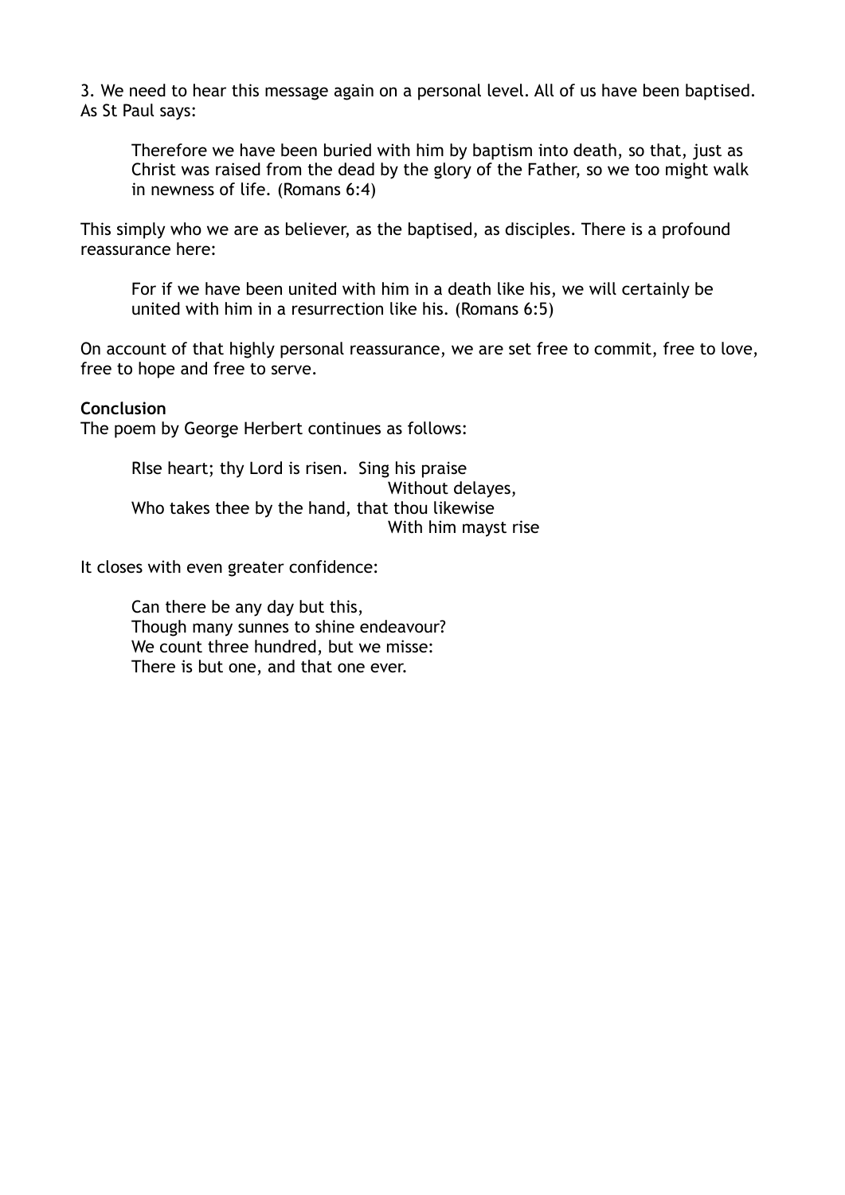3. We need to hear this message again on a personal level. All of us have been baptised. As St Paul says:

> Therefore we have been buried with him by baptism into death, so that, just as Christ was raised from the dead by the glory of the Father, so we too might walk in newness of life. (Romans 6:4)

This simply who we are as believer, as the baptised, as disciples. There is a profound reassurance here:

> For if we have been united with him in a death like his, we will certainly be united with him in a resurrection like his. (Romans 6:5)

On account of that highly personal reassurance, we are set free to commit, free to love, free to hope and free to serve.

**Conclusion**

The poem by George Herbert continues as follows:

> RIse heart; thy Lord is risen. Sing his praise
> Without delayes,
> Who takes thee by the hand, that thou likewise
> With him mayst rise

It closes with even greater confidence:

> Can there be any day but this,
> Though many sunnes to shine endeavour?
> We count three hundred, but we misse:
> There is but one, and that one ever.